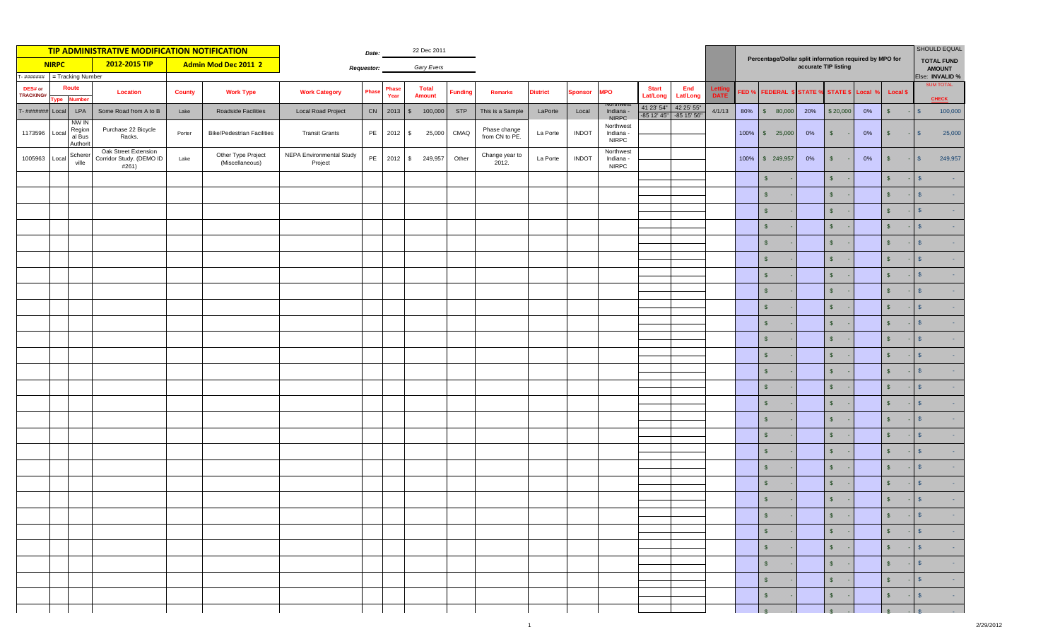# TIP ADMINISTRATIVE MODIFICATION NOTIFICATION

**NIRPC** | **2012-2015 TIP** | **Admin Mod Dec 2011 2**

Date: 22 Dec 2011

Requestor: *Gary Evers*

T- ####### = Tracking Number

Percentage/Dollar split information required by MPO for accurate TIP listing

SHOULD EQUAL TOTAL FUND AMOUNT Else: INVALID %

| DES# or TRACKING# | Route Type | Route Number | Location | County | Work Type | Work Category | Phase | Phase Year | Total Amount | Funding | Remarks | District | Sponsor | MPO | Start Lat/Long | End Lat/Long | Letting DATE | FED % | FEDERAL $ | STATE % | STATE $ | Local % | Local $ | SUM TOTAL CHECK |
|---|---|---|---|---|---|---|---|---|---|---|---|---|---|---|---|---|---|---|---|---|---|---|---|---|
| T- ####### | Local | LPA | Some Road from A to B | Lake | Roadside Facilities | Local Road Project | CN | 2013 | $ 100,000 | STP | This is a Sample | LaPorte | Local | Northwest Indiana - NIRPC | 41 23' 54" -85 12' 45" | 42 25' 55" -85 15' 56" | 4/1/13 | 80% | $ 80,000 | 20% | $ 20,000 | 0% | $ - | $ 100,000 |
| 1173596 | Local | NW IN Regional Bus Authorit | Purchase 22 Bicycle Racks. | Porter | Bike/Pedestrian Facilities | Transit Grants | PE | 2012 | $ 25,000 | CMAQ | Phase change from CN to PE. | La Porte | INDOT | Northwest Indiana - NIRPC | | | | 100% | $ 25,000 | 0% | $ - | 0% | $ - | $ 25,000 |
| 1005963 | Local | Schererville | Oak Street Extension Corridor Study. (DEMO ID #261) | Lake | Other Type Project (Miscellaneous) | NEPA Environmental Study Project | PE | 2012 | $ 249,957 | Other | Change year to 2012. | La Porte | INDOT | Northwest Indiana - NIRPC | | | | 100% | $ 249,957 | 0% | $ - | 0% | $ - | $ 249,957 |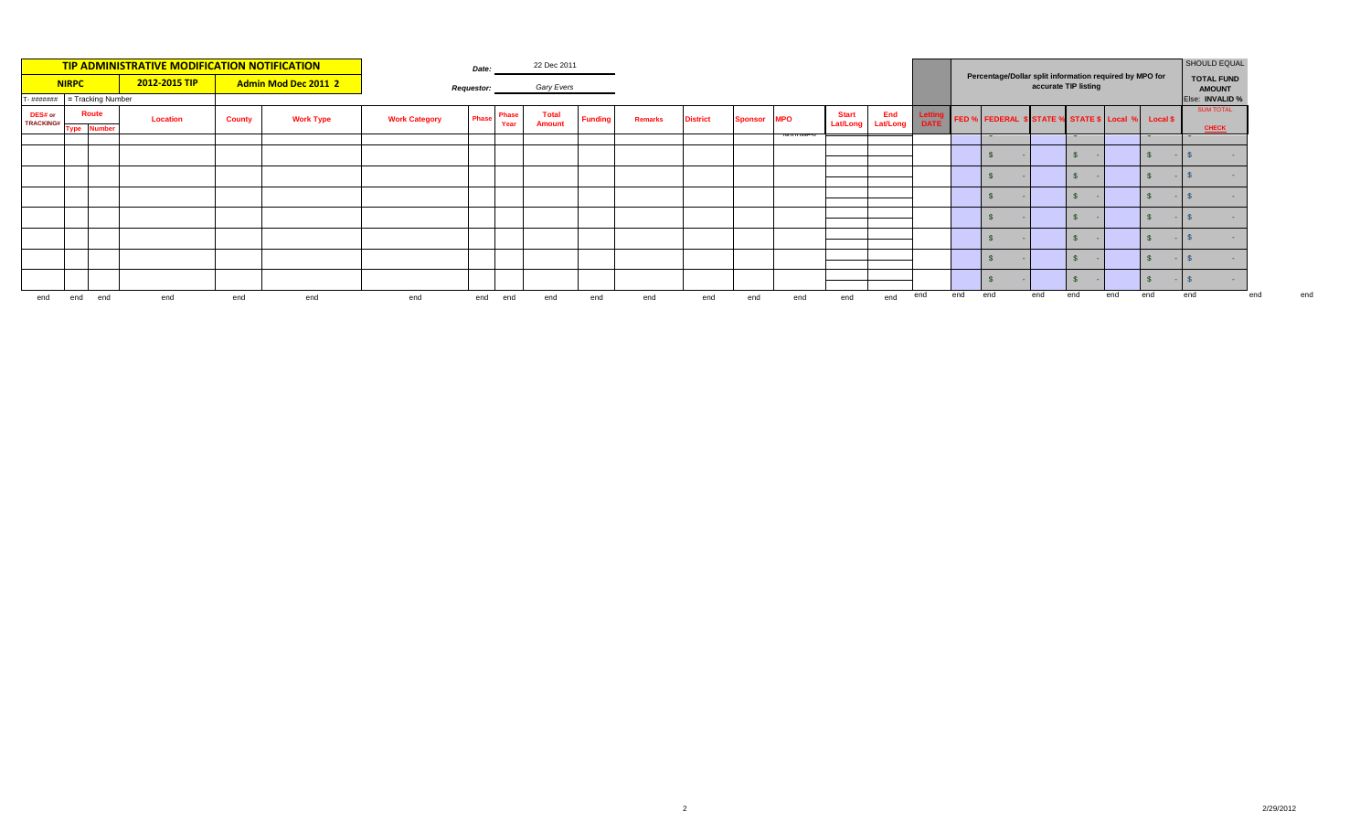| TIP ADMINISTRATIVE MODIFICATION NOTIFICATION | | | | | | | Date: | | 22 Dec 2011 | | | | | | | | | | | Percentage/Dollar split information required by MPO for accurate TIP listing | | | | | | | SHOULD EQUAL |
|---|---|---|---|---|---|---|---|---|---|---|---|---|---|---|---|---|---|---|---|---|---|---|---|---|---|---|---|
| NIRPC | | | 2012-2015 TIP | Admin Mod Dec 2011 2 | | | Requestor: | | Gary Evers | | | | | | | | | | | | | | | | | | TOTAL FUND AMOUNT Else: INVALID % |
| T- ####### | = Tracking Number | | | | | | | | | | | | | | | | | | | | | | | | | | SUM TOTAL |
| DES# or TRACKING# | Route | | Location | County | Work Type | Work Category | Phase | Phase Year | Total Amount | Funding | Remarks | District | Sponsor | MPO | Start Lat/Long | End Lat/Long | Letting DATE | FED % | FEDERAL $ | STATE % | STATE $ | Local % | Local $ | | | | CHECK |
| | Type | Number | | | | | | | | | | | | | | | | | | | | | | | | | |
| | | | | | | | | | | | | | | | | | | | $ - | | $ - | | $ - | | | | $ - |
| | | | | | | | | | | | | | | | | | | | $ - | | $ - | | $ - | | | | $ - |
| | | | | | | | | | | | | | | | | | | | $ - | | $ - | | $ - | | | | $ - |
| | | | | | | | | | | | | | | | | | | | $ - | | $ - | | $ - | | | | $ - |
| | | | | | | | | | | | | | | | | | | | $ - | | $ - | | $ - | | | | $ - |
| | | | | | | | | | | | | | | | | | | | $ - | | $ - | | $ - | | | | $ - |
| | | | | | | | | | | | | | | | | | | | $ - | | $ - | | $ - | | | | $ - |
| end | end | end | end | end | end | end | end | end | end | end | end | end | end | end | end | end | end | end | end | end | end | end | end | | | | end |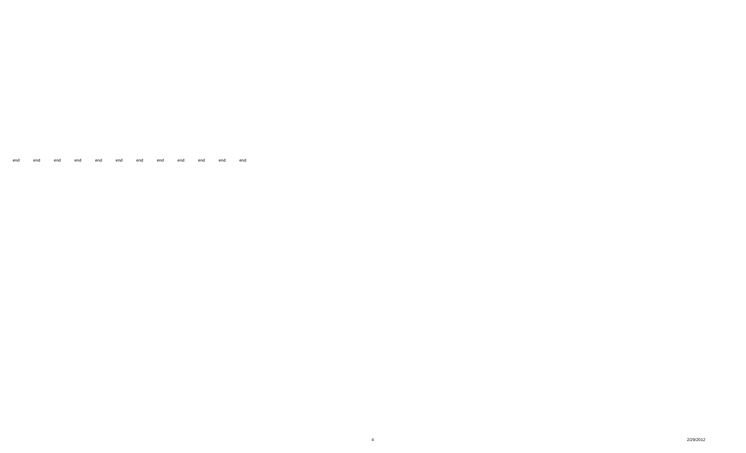end end end end end end end end end end end end